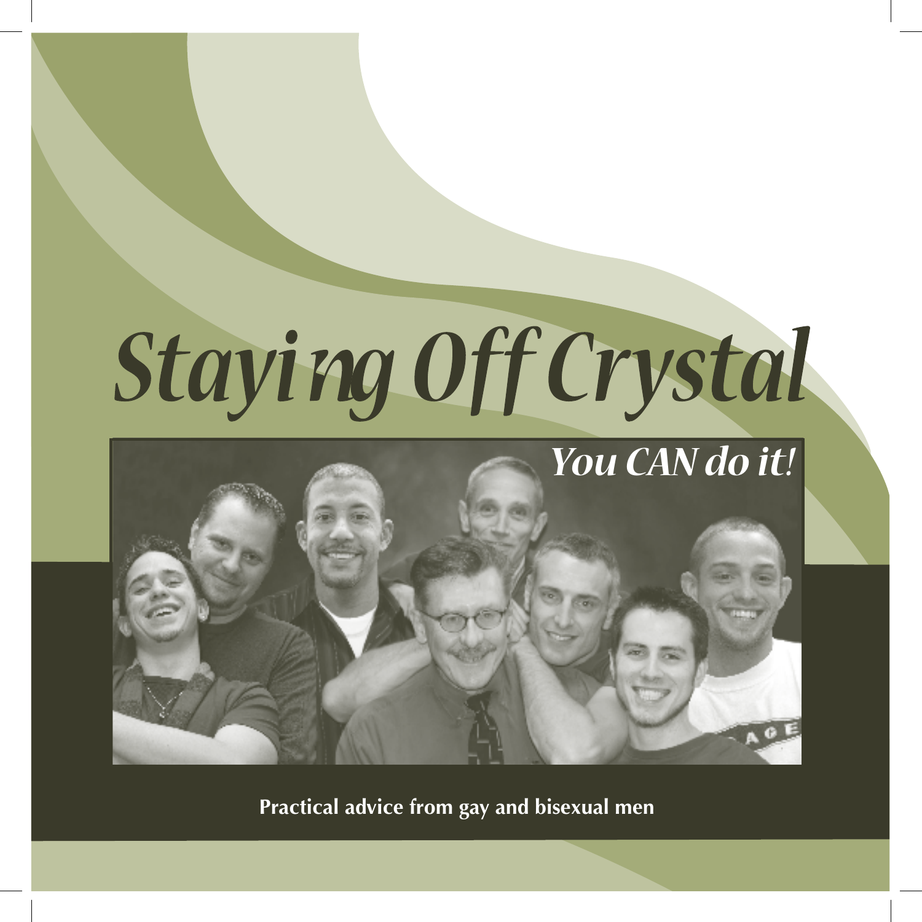# Staying Off Crystal

*You CAN do it!*

**Practical advice from gay and bisexual men**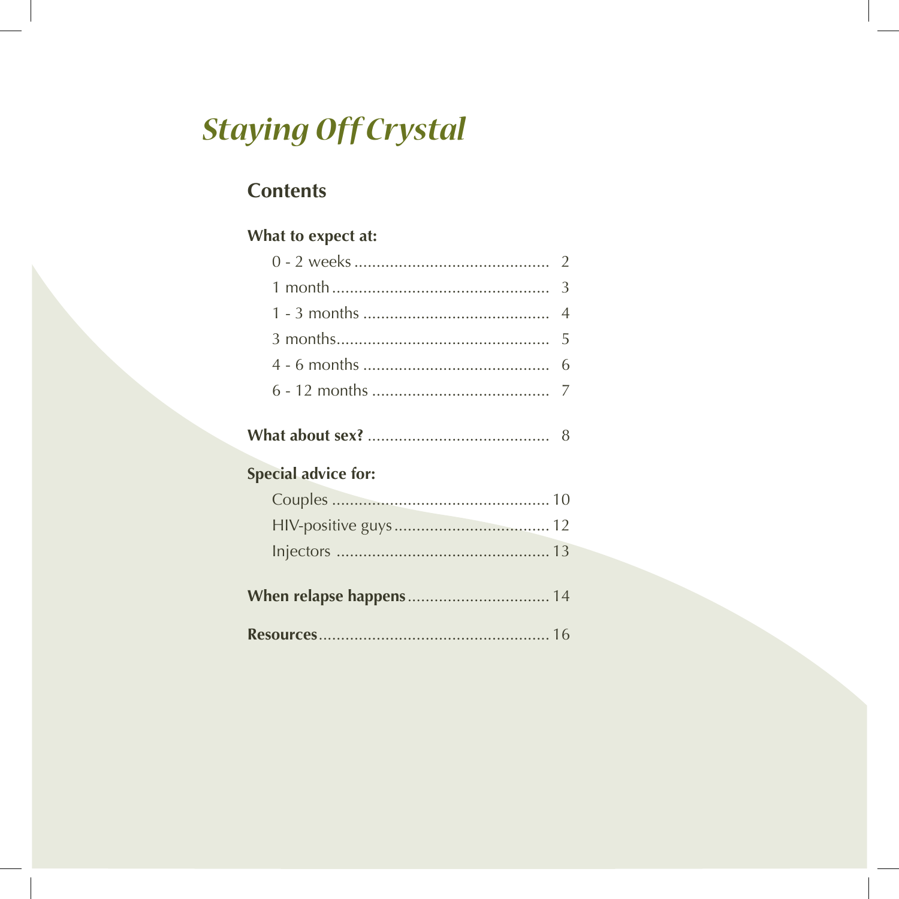# *Staying Off Crystal*

## Contents

**What to expect at:**

- 0 - 2 weeks ........................................... 2
- 1 month ................................................ 3
- 1 - 3 months .......................................... 4
- 3 months ............................................... 5
- 4 - 6 months .......................................... 6
- 6 - 12 months ........................................ 7

**What about sex?** ......................................... 8

**Special advice for:**

- Couples ................................................ 10
- HIV-positive guys ................................... 12
- Injectors ............................................... 13

**When relapse happens** ................................ 14

**Resources** .................................................... 16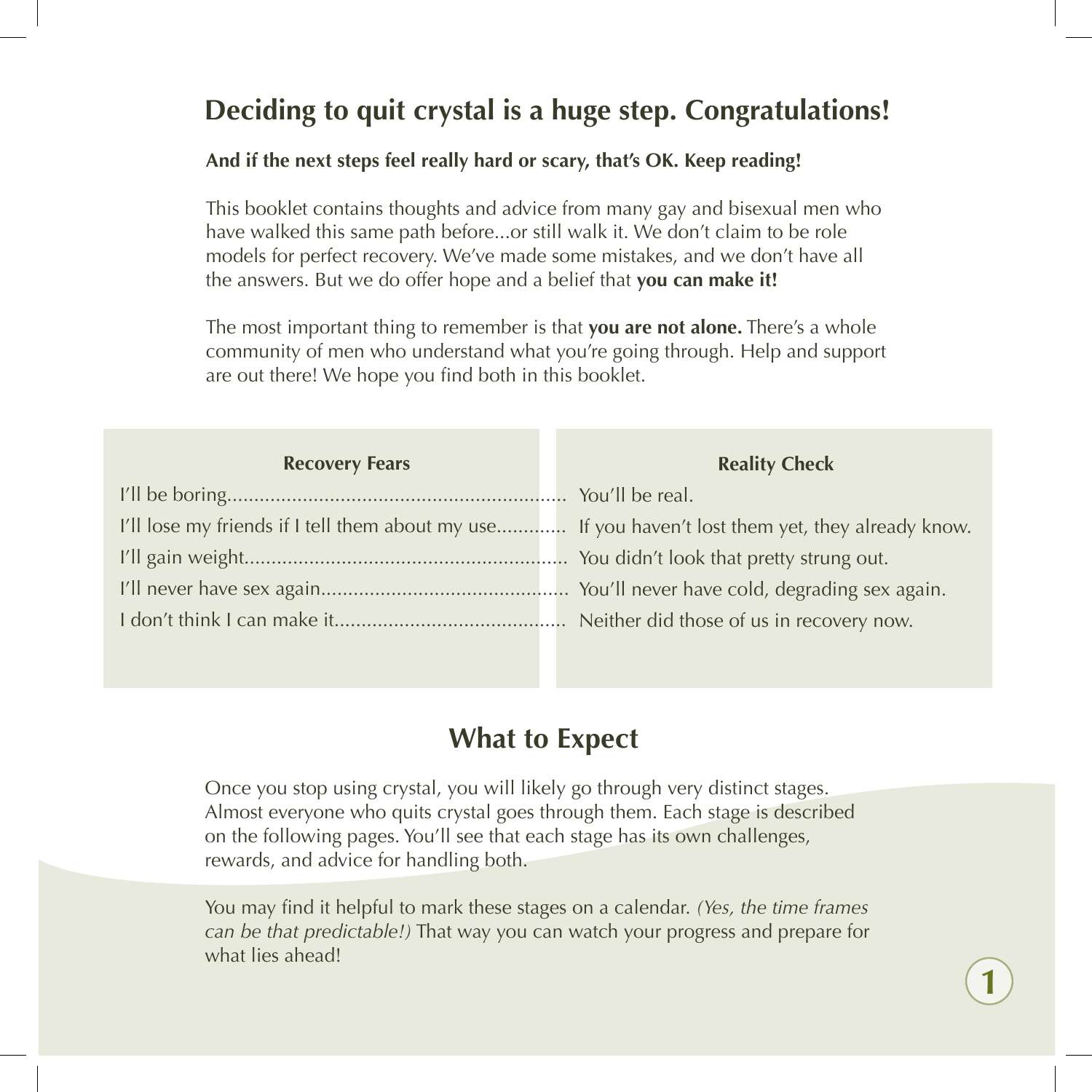## Deciding to quit crystal is a huge step. Congratulations!

**And if the next steps feel really hard or scary, that's OK. Keep reading!**

This booklet contains thoughts and advice from many gay and bisexual men who have walked this same path before...or still walk it. We don't claim to be role models for perfect recovery. We've made some mistakes, and we don't have all the answers. But we do offer hope and a belief that **you can make it!**

The most important thing to remember is that **you are not alone.** There's a whole community of men who understand what you're going through. Help and support are out there! We hope you find both in this booklet.

| Recovery Fears | Reality Check |
|---|---|
| I'll be boring | You'll be real. |
| I'll lose my friends if I tell them about my use | If you haven't lost them yet, they already know. |
| I'll gain weight | You didn't look that pretty strung out. |
| I'll never have sex again | You'll never have cold, degrading sex again. |
| I don't think I can make it | Neither did those of us in recovery now. |

## What to Expect

Once you stop using crystal, you will likely go through very distinct stages. Almost everyone who quits crystal goes through them. Each stage is described on the following pages. You'll see that each stage has its own challenges, rewards, and advice for handling both.

You may find it helpful to mark these stages on a calendar. *(Yes, the time frames can be that predictable!)* That way you can watch your progress and prepare for what lies ahead!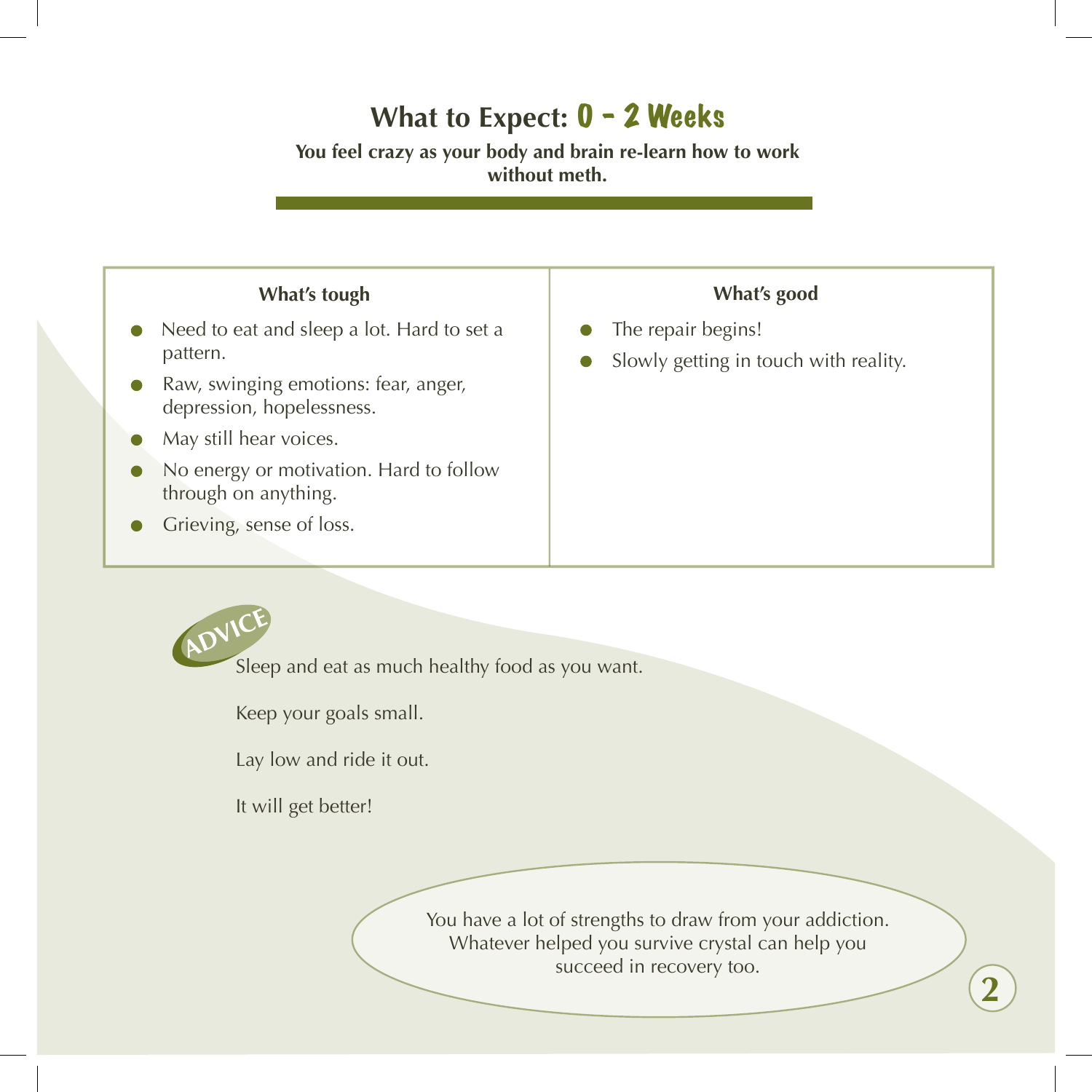# What to Expect: 0 - 2 Weeks

**You feel crazy as your body and brain re-learn how to work without meth.**

| What's tough | What's good |
|---|---|
| • Need to eat and sleep a lot. Hard to set a pattern.<br>• Raw, swinging emotions: fear, anger, depression, hopelessness.<br>• May still hear voices.<br>• No energy or motivation. Hard to follow through on anything.<br>• Grieving, sense of loss. | • The repair begins!<br>• Slowly getting in touch with reality. |

**ADVICE**

Sleep and eat as much healthy food as you want.

Keep your goals small.

Lay low and ride it out.

It will get better!

You have a lot of strengths to draw from your addiction. Whatever helped you survive crystal can help you succeed in recovery too.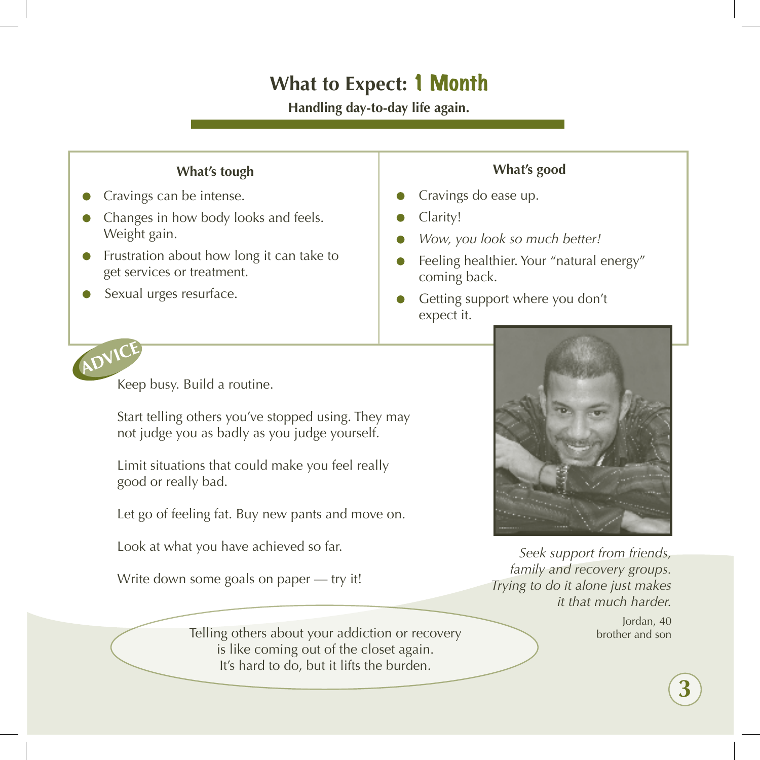# What to Expect: 1 Month

**Handling day-to-day life again.**

| What's tough | What's good |
| --- | --- |
| • Cravings can be intense.<br>• Changes in how body looks and feels. Weight gain.<br>• Frustration about how long it can take to get services or treatment.<br>• Sexual urges resurface. | • Cravings do ease up.<br>• Clarity!<br>• *Wow, you look so much better!*<br>• Feeling healthier. Your "natural energy" coming back.<br>• Getting support where you don't expect it. |

**ADVICE**

Keep busy. Build a routine.

Start telling others you've stopped using. They may not judge you as badly as you judge yourself.

Limit situations that could make you feel really good or really bad.

Let go of feeling fat. Buy new pants and move on.

Look at what you have achieved so far.

Write down some goals on paper — try it!

*Seek support from friends, family and recovery groups. Trying to do it alone just makes it that much harder.*

Jordan, 40
brother and son

Telling others about your addiction or recovery is like coming out of the closet again. It's hard to do, but it lifts the burden.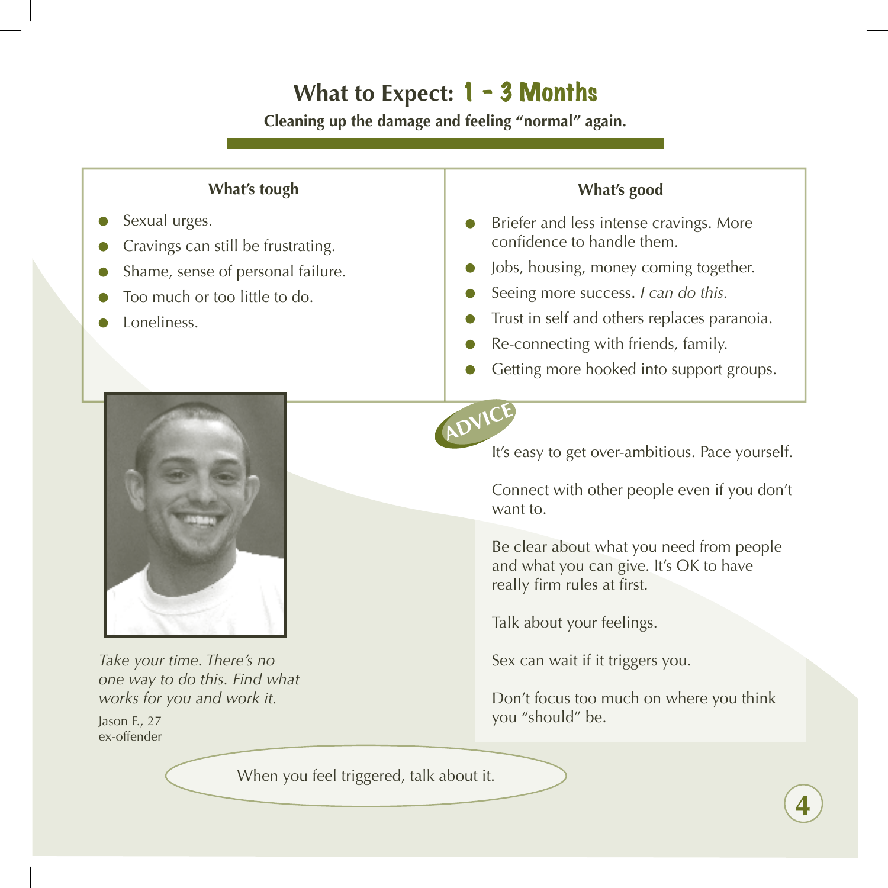# What to Expect: 1 - 3 Months

**Cleaning up the damage and feeling "normal" again.**

| What's tough | What's good |
| --- | --- |
| • Sexual urges.<br>• Cravings can still be frustrating.<br>• Shame, sense of personal failure.<br>• Too much or too little to do.<br>• Loneliness. | • Briefer and less intense cravings. More confidence to handle them.<br>• Jobs, housing, money coming together.<br>• Seeing more success. *I can do this.*<br>• Trust in self and others replaces paranoia.<br>• Re-connecting with friends, family.<br>• Getting more hooked into support groups. |

*Take your time. There's no one way to do this. Find what works for you and work it.*

Jason F., 27
ex-offender

**ADVICE**

It's easy to get over-ambitious. Pace yourself.

Connect with other people even if you don't want to.

Be clear about what you need from people and what you can give. It's OK to have really firm rules at first.

Talk about your feelings.

Sex can wait if it triggers you.

Don't focus too much on where you think you "should" be.

When you feel triggered, talk about it.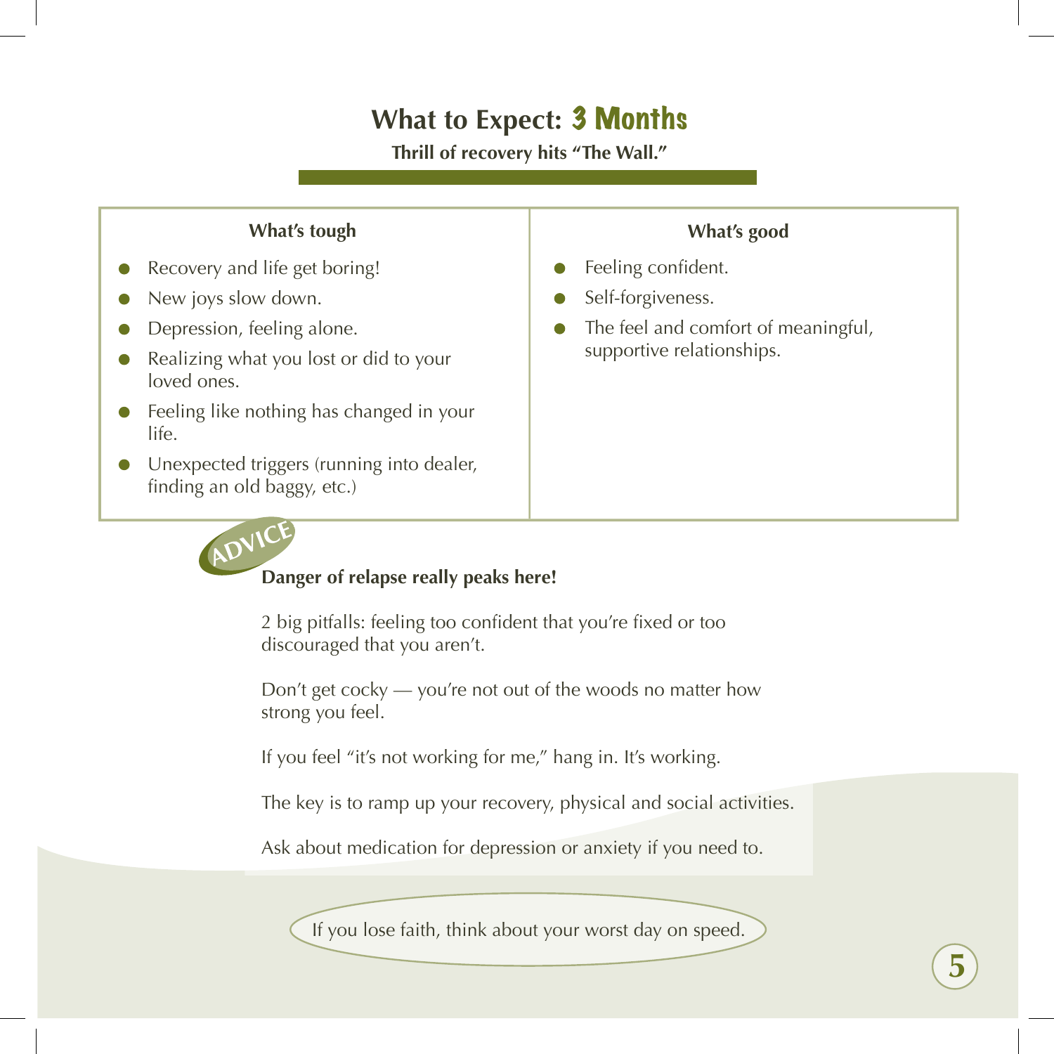# What to Expect: 3 Months

**Thrill of recovery hits "The Wall."**

| What's tough | What's good |
|---|---|
| • Recovery and life get boring!<br>• New joys slow down.<br>• Depression, feeling alone.<br>• Realizing what you lost or did to your loved ones.<br>• Feeling like nothing has changed in your life.<br>• Unexpected triggers (running into dealer, finding an old baggy, etc.) | • Feeling confident.<br>• Self-forgiveness.<br>• The feel and comfort of meaningful, supportive relationships. |

ADVICE

**Danger of relapse really peaks here!**

2 big pitfalls: feeling too confident that you're fixed or too discouraged that you aren't.

Don't get cocky — you're not out of the woods no matter how strong you feel.

If you feel "it's not working for me," hang in. It's working.

The key is to ramp up your recovery, physical and social activities.

Ask about medication for depression or anxiety if you need to.

If you lose faith, think about your worst day on speed.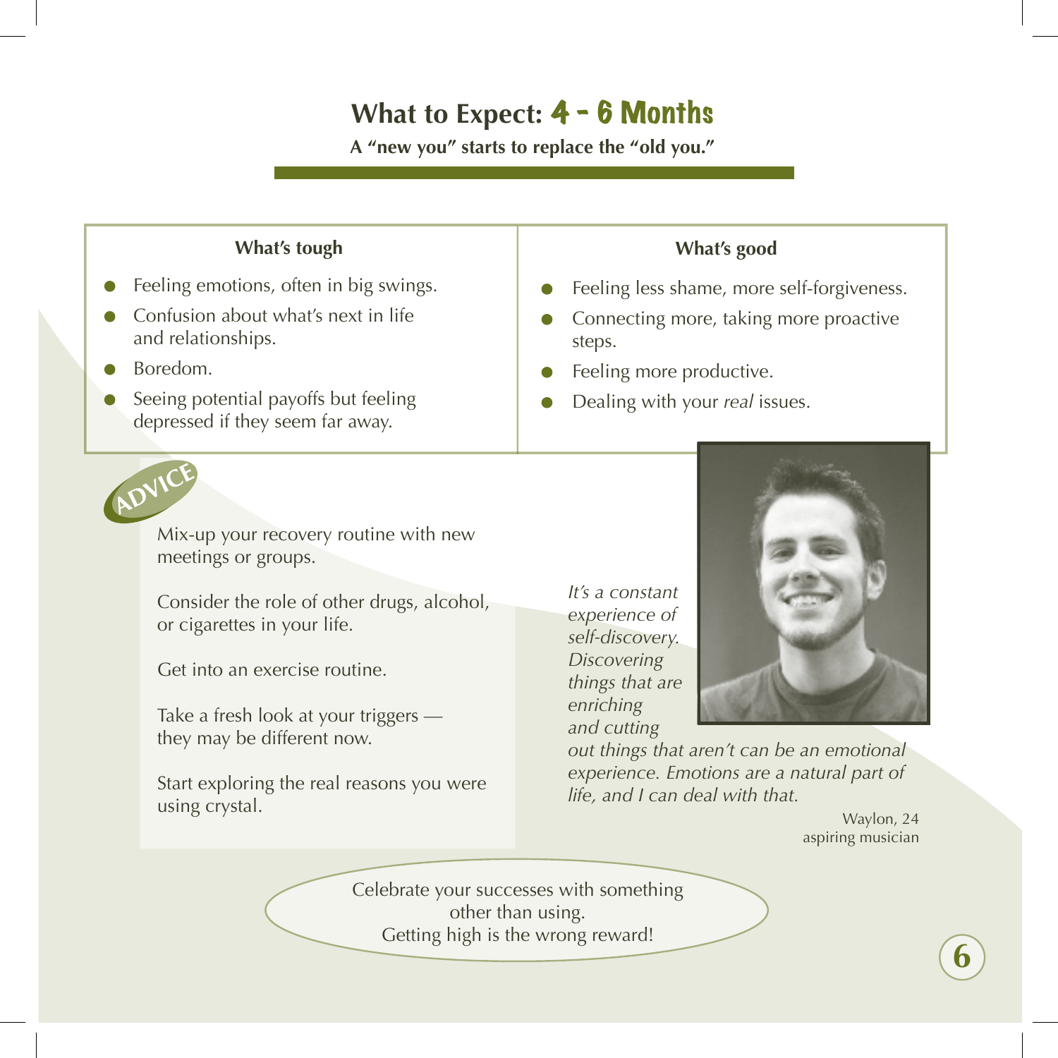## What to Expect: 4 - 6 Months

**A "new you" starts to replace the "old you."**

| What's tough | What's good |
| --- | --- |
| Feeling emotions, often in big swings. | Feeling less shame, more self-forgiveness. |
| Confusion about what's next in life and relationships. | Connecting more, taking more proactive steps. |
| Boredom. | Feeling more productive. |
| Seeing potential payoffs but feeling depressed if they seem far away. | Dealing with your *real* issues. |

**ADVICE**

Mix-up your recovery routine with new meetings or groups.

Consider the role of other drugs, alcohol, or cigarettes in your life.

Get into an exercise routine.

Take a fresh look at your triggers — they may be different now.

Start exploring the real reasons you were using crystal.

*It's a constant experience of self-discovery. Discovering things that are enriching and cutting out things that aren't can be an emotional experience. Emotions are a natural part of life, and I can deal with that.*

Waylon, 24
aspiring musician

Celebrate your successes with something other than using.
Getting high is the wrong reward!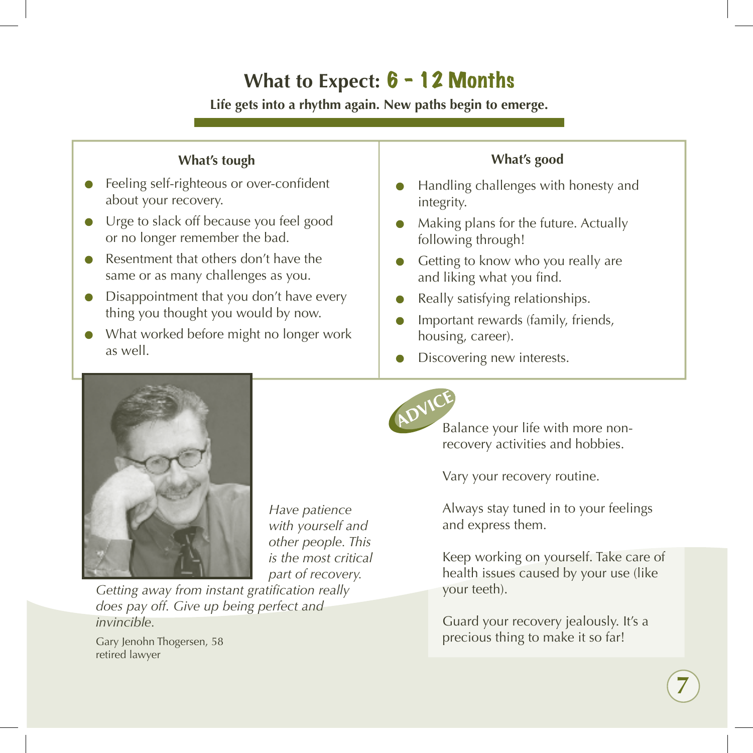# What to Expect: 6 - 12 Months

**Life gets into a rhythm again. New paths begin to emerge.**

| What's tough | What's good |
| --- | --- |
| • Feeling self-righteous or over-confident about your recovery.<br>• Urge to slack off because you feel good or no longer remember the bad.<br>• Resentment that others don't have the same or as many challenges as you.<br>• Disappointment that you don't have every thing you thought you would by now.<br>• What worked before might no longer work as well. | • Handling challenges with honesty and integrity.<br>• Making plans for the future. Actually following through!<br>• Getting to know who you really are and liking what you find.<br>• Really satisfying relationships.<br>• Important rewards (family, friends, housing, career).<br>• Discovering new interests. |

*Have patience with yourself and other people. This is the most critical part of recovery. Getting away from instant gratification really does pay off. Give up being perfect and invincible.*

Gary Jenohn Thogersen, 58
retired lawyer

**ADVICE**

Balance your life with more non-recovery activities and hobbies.

Vary your recovery routine.

Always stay tuned in to your feelings and express them.

Keep working on yourself. Take care of health issues caused by your use (like your teeth).

Guard your recovery jealously. It's a precious thing to make it so far!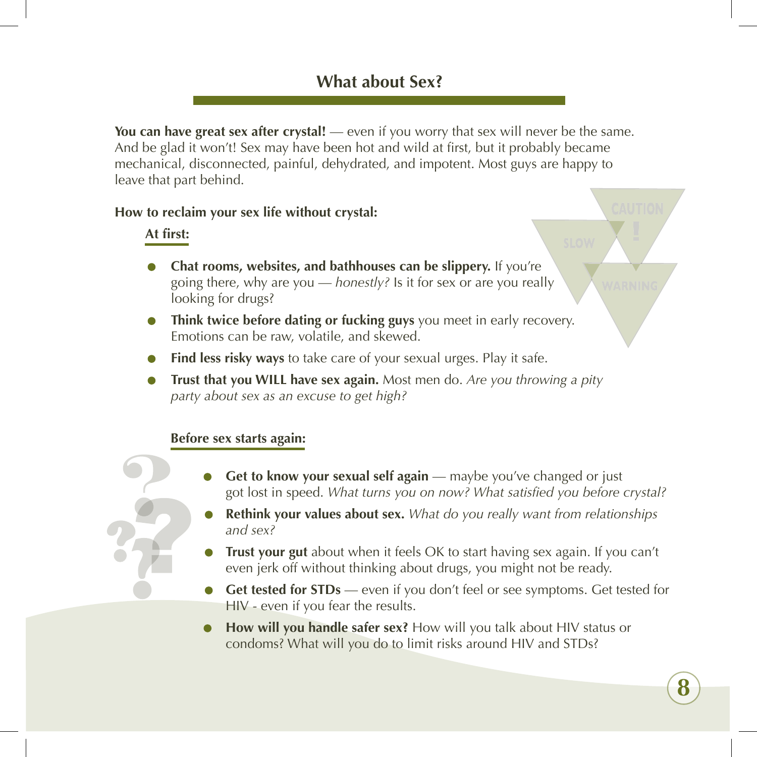## What about Sex?

**You can have great sex after crystal!** — even if you worry that sex will never be the same. And be glad it won't! Sex may have been hot and wild at first, but it probably became mechanical, disconnected, painful, dehydrated, and impotent. Most guys are happy to leave that part behind.

**How to reclaim your sex life without crystal:**

**At first:**

- **Chat rooms, websites, and bathhouses can be slippery.** If you're going there, why are you — *honestly?* Is it for sex or are you really looking for drugs?
- **Think twice before dating or fucking guys** you meet in early recovery. Emotions can be raw, volatile, and skewed.
- **Find less risky ways** to take care of your sexual urges. Play it safe.
- **Trust that you WILL have sex again.** Most men do. *Are you throwing a pity party about sex as an excuse to get high?*

**Before sex starts again:**

- **Get to know your sexual self again** — maybe you've changed or just got lost in speed. *What turns you on now? What satisfied you before crystal?*
- **Rethink your values about sex.** *What do you really want from relationships and sex?*
- **Trust your gut** about when it feels OK to start having sex again. If you can't even jerk off without thinking about drugs, you might not be ready.
- **Get tested for STDs** — even if you don't feel or see symptoms. Get tested for HIV - even if you fear the results.
- **How will you handle safer sex?** How will you talk about HIV status or condoms? What will you do to limit risks around HIV and STDs?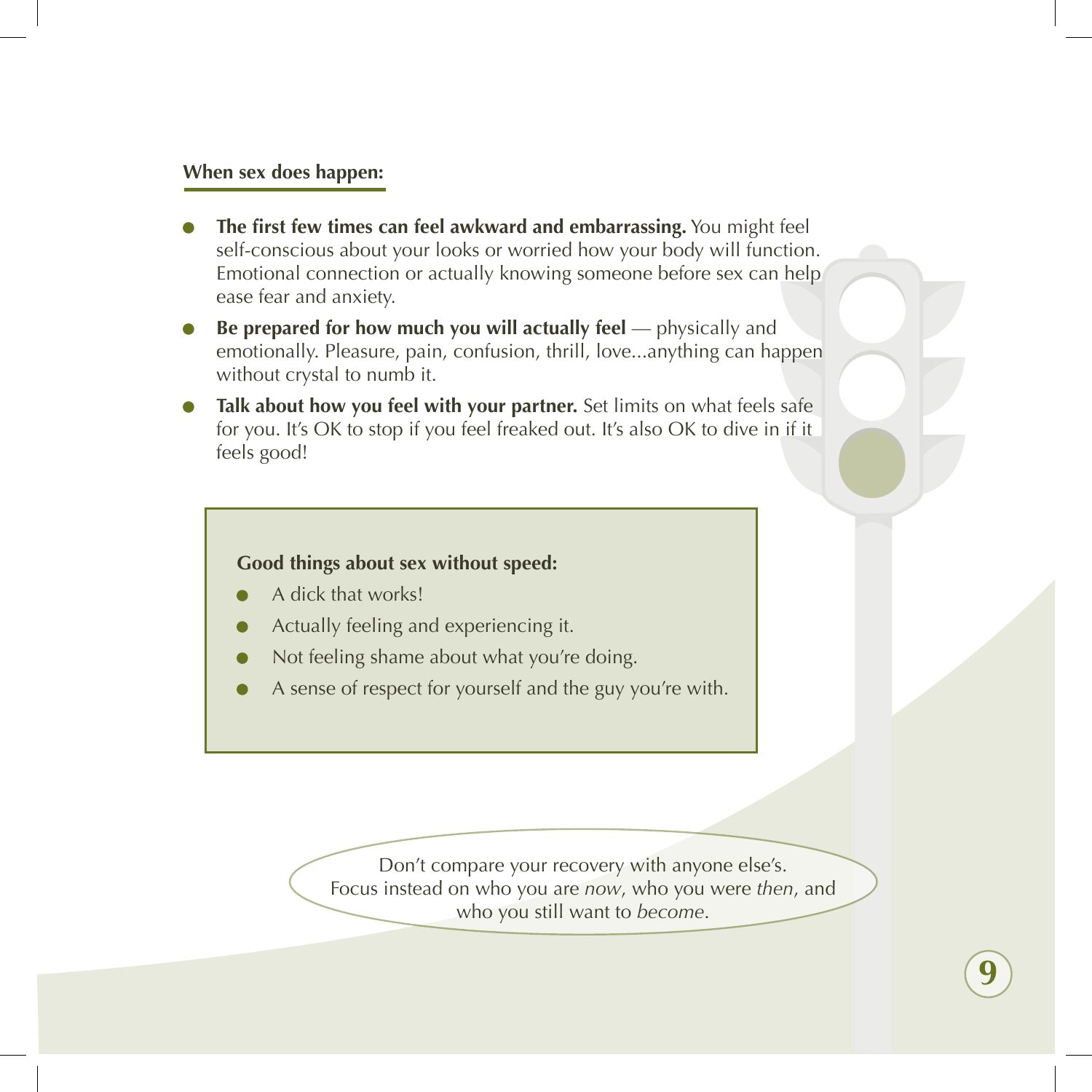### When sex does happen:

- **The first few times can feel awkward and embarrassing.** You might feel self-conscious about your looks or worried how your body will function. Emotional connection or actually knowing someone before sex can help ease fear and anxiety.
- **Be prepared for how much you will actually feel** — physically and emotionally. Pleasure, pain, confusion, thrill, love...anything can happen without crystal to numb it.
- **Talk about how you feel with your partner.** Set limits on what feels safe for you. It's OK to stop if you feel freaked out. It's also OK to dive in if it feels good!

**Good things about sex without speed:**

- A dick that works!
- Actually feeling and experiencing it.
- Not feeling shame about what you're doing.
- A sense of respect for yourself and the guy you're with.

Don't compare your recovery with anyone else's. Focus instead on who you are *now*, who you were *then*, and who you still want to *become*.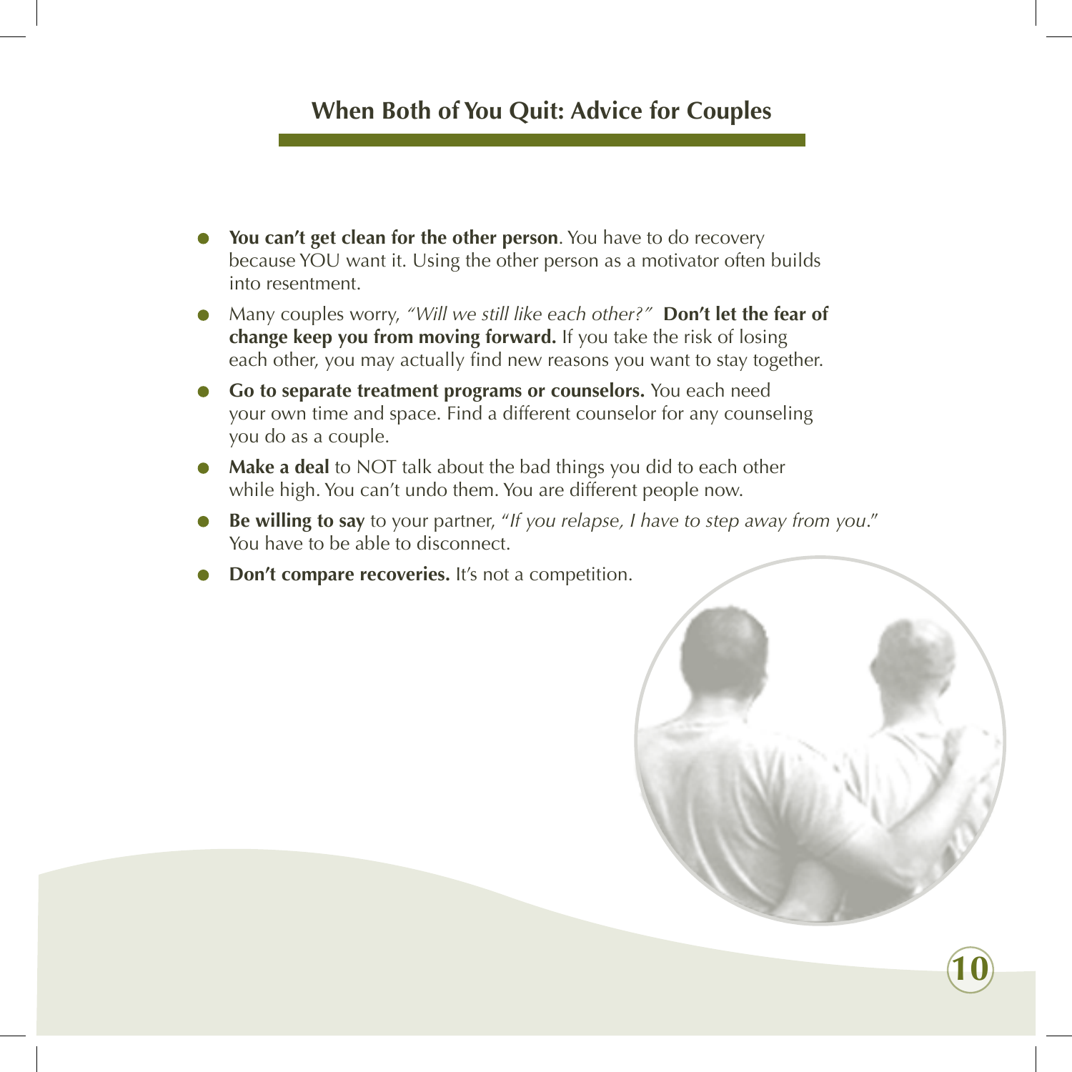## When Both of You Quit: Advice for Couples

- **You can't get clean for the other person**. You have to do recovery because YOU want it. Using the other person as a motivator often builds into resentment.
- Many couples worry, *"Will we still like each other?"* **Don't let the fear of change keep you from moving forward.** If you take the risk of losing each other, you may actually find new reasons you want to stay together.
- **Go to separate treatment programs or counselors.** You each need your own time and space. Find a different counselor for any counseling you do as a couple.
- **Make a deal** to NOT talk about the bad things you did to each other while high. You can't undo them. You are different people now.
- **Be willing to say** to your partner, "*If you relapse, I have to step away from you*." You have to be able to disconnect.
- **Don't compare recoveries.** It's not a competition.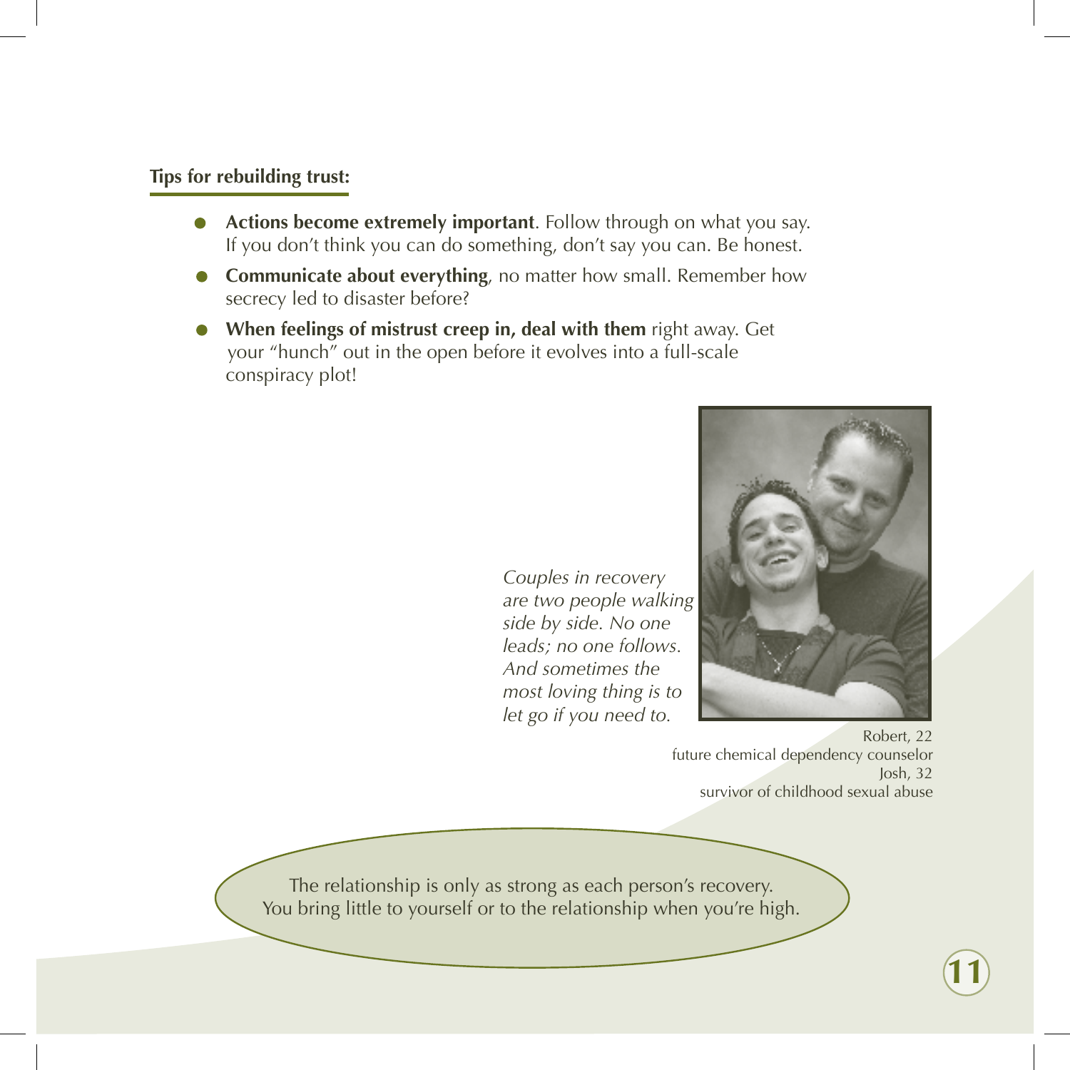**Tips for rebuilding trust:**

- **Actions become extremely important**. Follow through on what you say. If you don't think you can do something, don't say you can. Be honest.
- **Communicate about everything**, no matter how small. Remember how secrecy led to disaster before?
- **When feelings of mistrust creep in, deal with them** right away. Get your "hunch" out in the open before it evolves into a full-scale conspiracy plot!

*Couples in recovery are two people walking side by side. No one leads; no one follows. And sometimes the most loving thing is to let go if you need to.*

Robert, 22
future chemical dependency counselor
Josh, 32
survivor of childhood sexual abuse

The relationship is only as strong as each person's recovery.
You bring little to yourself or to the relationship when you're high.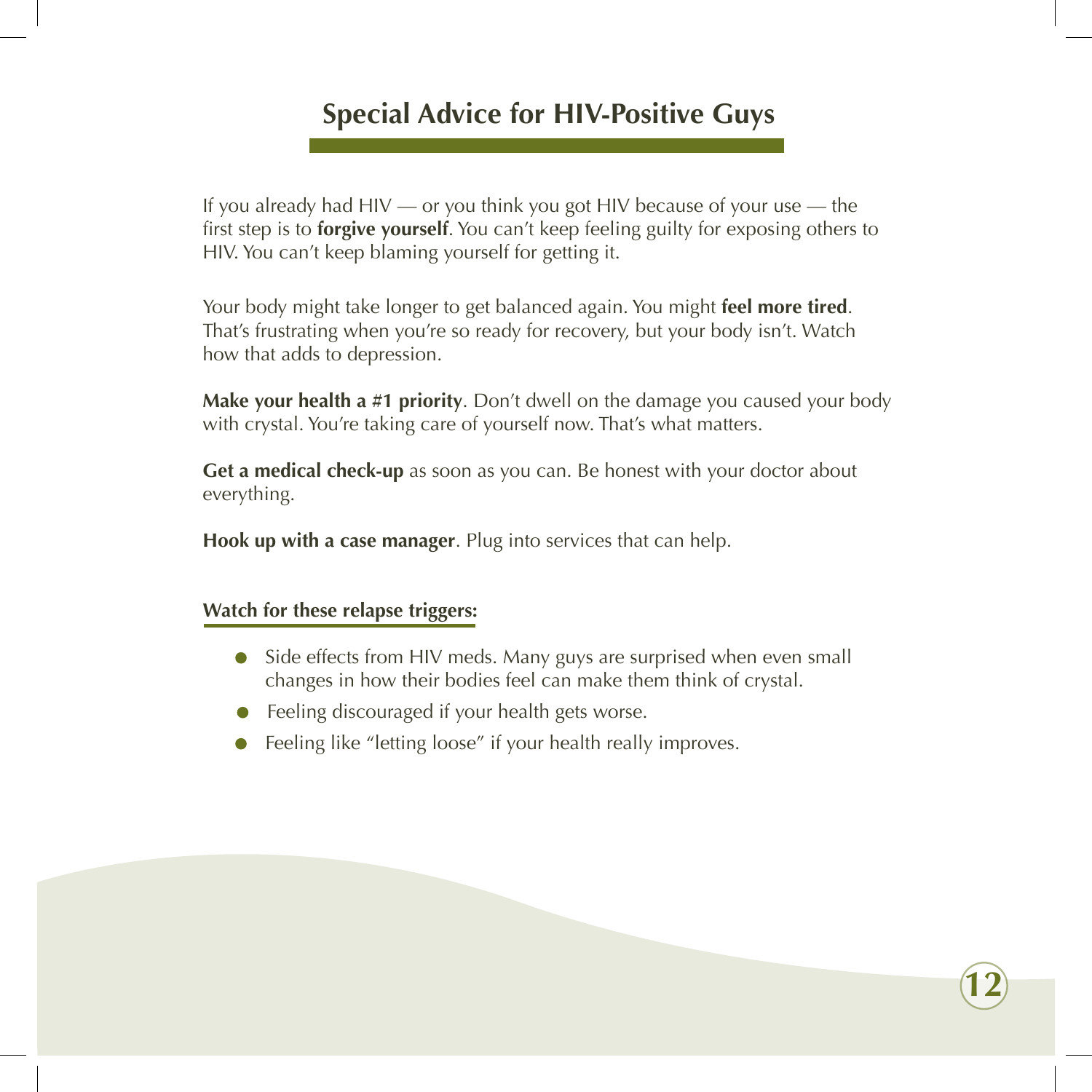## Special Advice for HIV-Positive Guys

If you already had HIV — or you think you got HIV because of your use — the first step is to **forgive yourself**. You can't keep feeling guilty for exposing others to HIV. You can't keep blaming yourself for getting it.

Your body might take longer to get balanced again. You might **feel more tired**. That's frustrating when you're so ready for recovery, but your body isn't. Watch how that adds to depression.

**Make your health a #1 priority**. Don't dwell on the damage you caused your body with crystal. You're taking care of yourself now. That's what matters.

**Get a medical check-up** as soon as you can. Be honest with your doctor about everything.

**Hook up with a case manager**. Plug into services that can help.

### Watch for these relapse triggers:

- Side effects from HIV meds. Many guys are surprised when even small changes in how their bodies feel can make them think of crystal.
- Feeling discouraged if your health gets worse.
- Feeling like "letting loose" if your health really improves.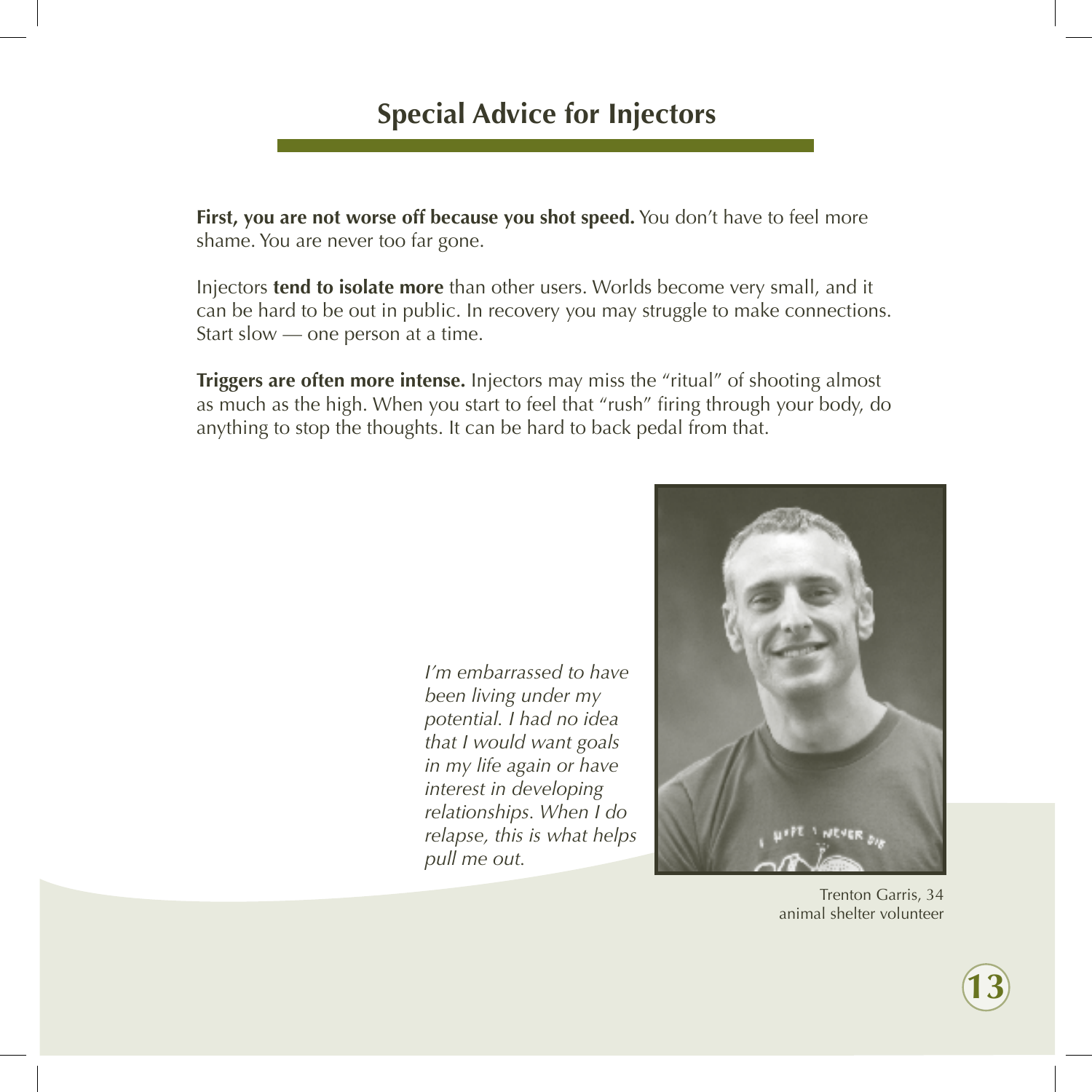## Special Advice for Injectors

**First, you are not worse off because you shot speed.** You don't have to feel more shame. You are never too far gone.

Injectors **tend to isolate more** than other users. Worlds become very small, and it can be hard to be out in public. In recovery you may struggle to make connections. Start slow — one person at a time.

**Triggers are often more intense.** Injectors may miss the "ritual" of shooting almost as much as the high. When you start to feel that "rush" firing through your body, do anything to stop the thoughts. It can be hard to back pedal from that.

*I'm embarrassed to have been living under my potential. I had no idea that I would want goals in my life again or have interest in developing relationships. When I do relapse, this is what helps pull me out.*

Trenton Garris, 34
animal shelter volunteer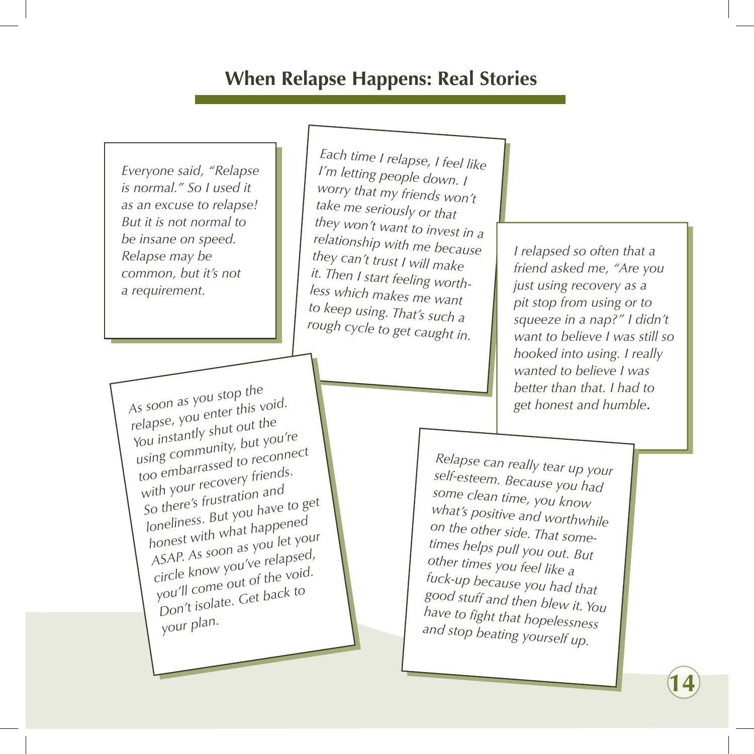## When Relapse Happens: Real Stories

*Everyone said, "Relapse is normal." So I used it as an excuse to relapse! But it is not normal to be insane on speed. Relapse may be common, but it's not a requirement.*

*Each time I relapse, I feel like I'm letting people down. I worry that my friends won't take me seriously or that they won't want to invest in a relationship with me because they can't trust I will make it. Then I start feeling worthless which makes me want to keep using. That's such a rough cycle to get caught in.*

*I relapsed so often that a friend asked me, "Are you just using recovery as a pit stop from using or to squeeze in a nap?" I didn't want to believe I was still so hooked into using. I really wanted to believe I was better than that. I had to get honest and humble.*

*As soon as you stop the relapse, you enter this void. You instantly shut out the using community, but you're too embarrassed to reconnect with your recovery friends. So there's frustration and loneliness. But you have to get honest with what happened ASAP. As soon as you let your circle know you've relapsed, you'll come out of the void. Don't isolate. Get back to your plan.*

*Relapse can really tear up your self-esteem. Because you had some clean time, you know what's positive and worthwhile on the other side. That sometimes helps pull you out. But other times you feel like a fuck-up because you had that good stuff and then blew it. You have to fight that hopelessness and stop beating yourself up.*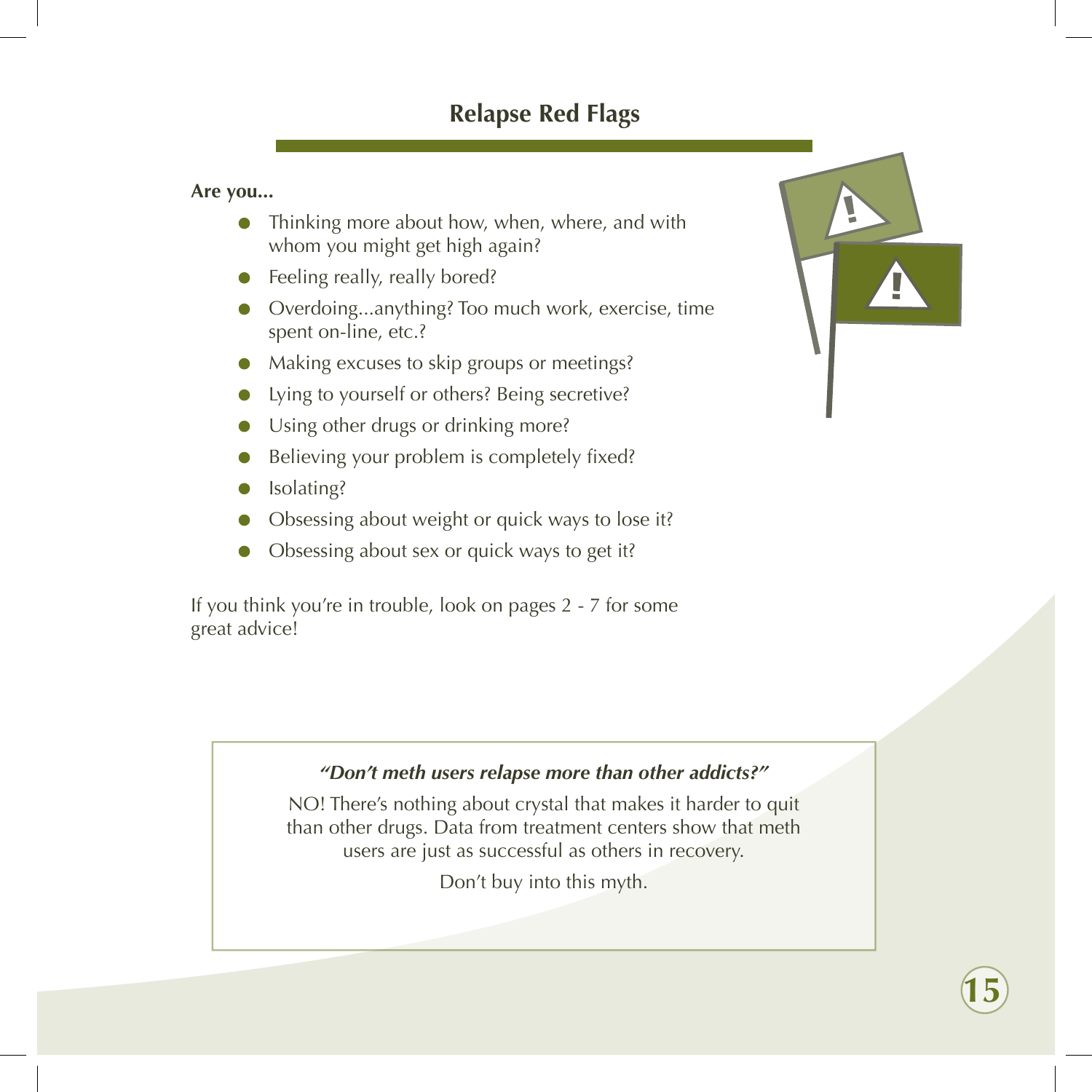## Relapse Red Flags

**Are you...**

- Thinking more about how, when, where, and with whom you might get high again?
- Feeling really, really bored?
- Overdoing...anything? Too much work, exercise, time spent on-line, etc.?
- Making excuses to skip groups or meetings?
- Lying to yourself or others? Being secretive?
- Using other drugs or drinking more?
- Believing your problem is completely fixed?
- Isolating?
- Obsessing about weight or quick ways to lose it?
- Obsessing about sex or quick ways to get it?

If you think you're in trouble, look on pages 2 - 7 for some great advice!

***"Don't meth users relapse more than other addicts?"***

NO! There's nothing about crystal that makes it harder to quit than other drugs. Data from treatment centers show that meth users are just as successful as others in recovery.

Don't buy into this myth.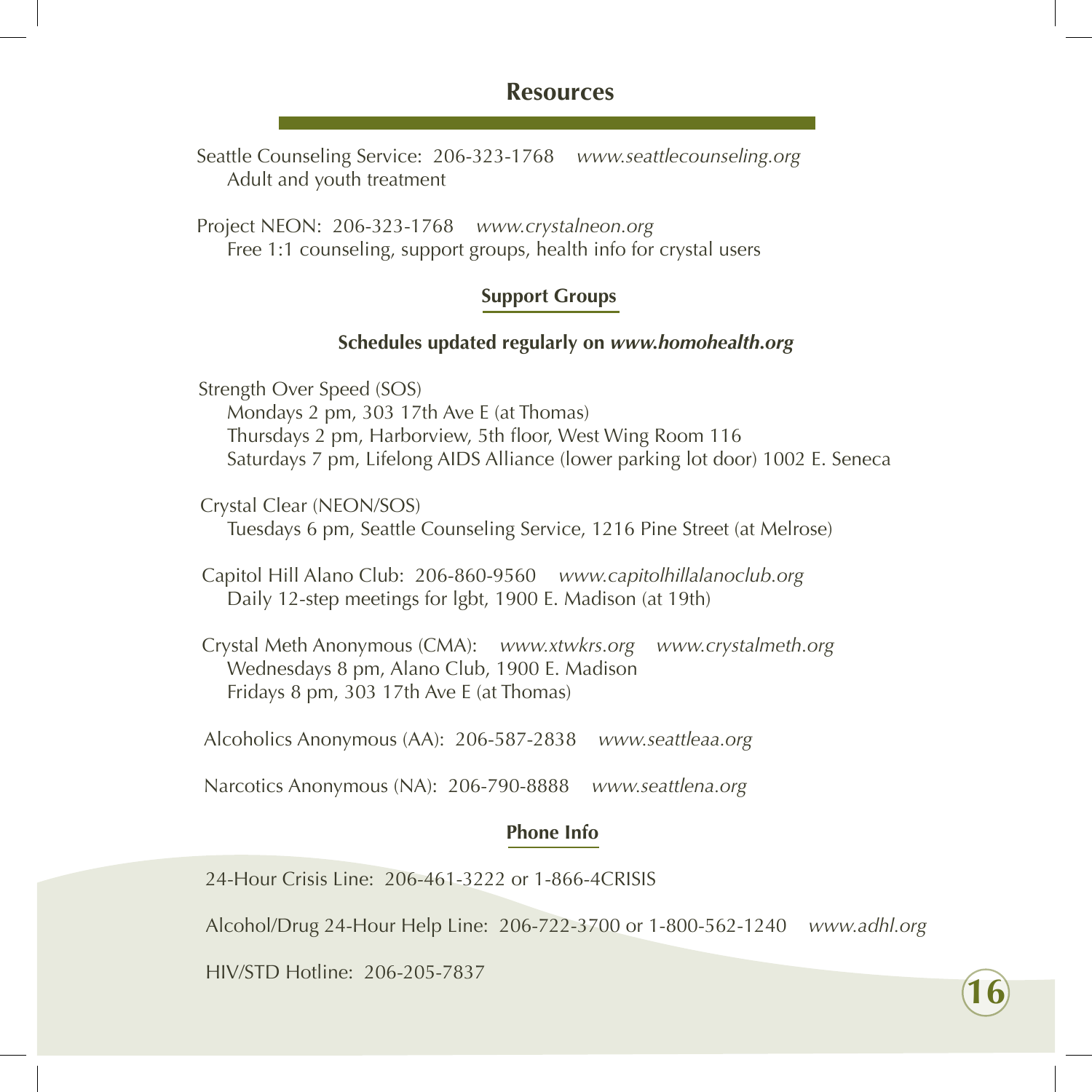## Resources

Seattle Counseling Service: 206-323-1768 *www.seattlecounseling.org*
Adult and youth treatment

Project NEON: 206-323-1768 *www.crystalneon.org*
Free 1:1 counseling, support groups, health info for crystal users

### Support Groups

**Schedules updated regularly on *www.homohealth.org***

Strength Over Speed (SOS)
Mondays 2 pm, 303 17th Ave E (at Thomas)
Thursdays 2 pm, Harborview, 5th floor, West Wing Room 116
Saturdays 7 pm, Lifelong AIDS Alliance (lower parking lot door) 1002 E. Seneca

Crystal Clear (NEON/SOS)
Tuesdays 6 pm, Seattle Counseling Service, 1216 Pine Street (at Melrose)

Capitol Hill Alano Club: 206-860-9560 *www.capitolhillalanoclub.org*
Daily 12-step meetings for lgbt, 1900 E. Madison (at 19th)

Crystal Meth Anonymous (CMA): *www.xtwkrs.org* *www.crystalmeth.org*
Wednesdays 8 pm, Alano Club, 1900 E. Madison
Fridays 8 pm, 303 17th Ave E (at Thomas)

Alcoholics Anonymous (AA): 206-587-2838 *www.seattleaa.org*

Narcotics Anonymous (NA): 206-790-8888 *www.seattlena.org*

### Phone Info

24-Hour Crisis Line: 206-461-3222 or 1-866-4CRISIS

Alcohol/Drug 24-Hour Help Line: 206-722-3700 or 1-800-562-1240 *www.adhl.org*

HIV/STD Hotline: 206-205-7837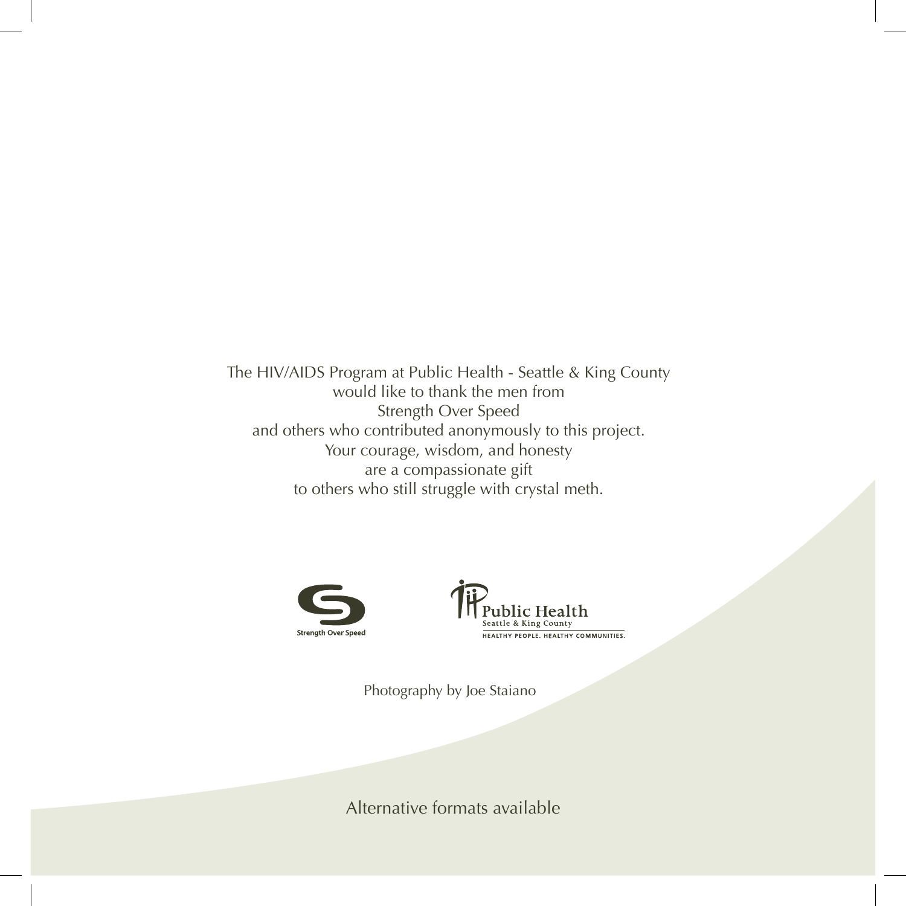The HIV/AIDS Program at Public Health - Seattle & King County
would like to thank the men from
Strength Over Speed
and others who contributed anonymously to this project.
Your courage, wisdom, and honesty
are a compassionate gift
to others who still struggle with crystal meth.

Strength Over Speed

Public Health
Seattle & King County
HEALTHY PEOPLE. HEALTHY COMMUNITIES.

Photography by Joe Staiano

Alternative formats available